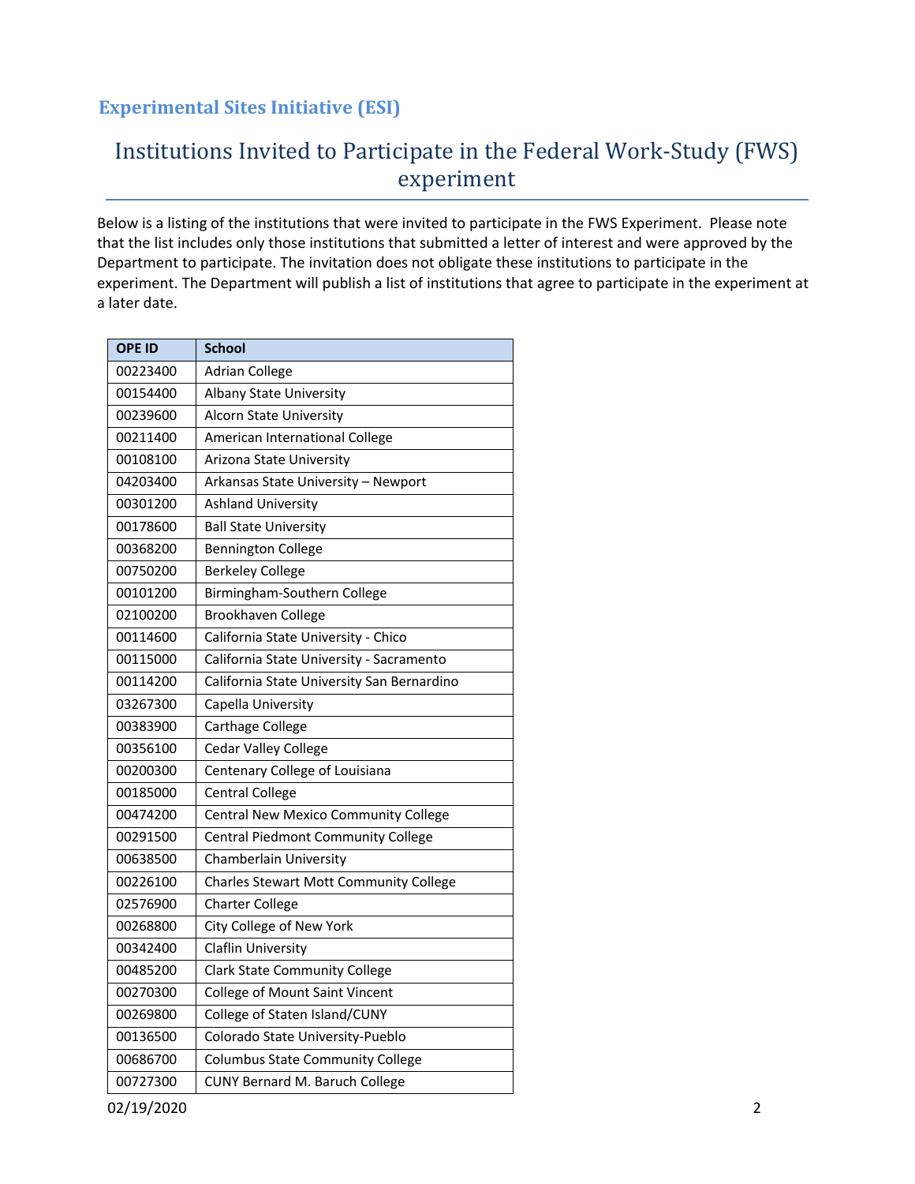## Experimental Sites Initiative (ESI)

# Institutions Invited to Participate in the Federal Work-Study (FWS) experiment

Below is a listing of the institutions that were invited to participate in the FWS Experiment. Please note that the list includes only those institutions that submitted a letter of interest and were approved by the Department to participate. The invitation does not obligate these institutions to participate in the experiment. The Department will publish a list of institutions that agree to participate in the experiment at a later date.

| OPE ID | School |
|---|---|
| 00223400 | Adrian College |
| 00154400 | Albany State University |
| 00239600 | Alcorn State University |
| 00211400 | American International College |
| 00108100 | Arizona State University |
| 04203400 | Arkansas State University – Newport |
| 00301200 | Ashland University |
| 00178600 | Ball State University |
| 00368200 | Bennington College |
| 00750200 | Berkeley College |
| 00101200 | Birmingham-Southern College |
| 02100200 | Brookhaven College |
| 00114600 | California State University - Chico |
| 00115000 | California State University - Sacramento |
| 00114200 | California State University San Bernardino |
| 03267300 | Capella University |
| 00383900 | Carthage College |
| 00356100 | Cedar Valley College |
| 00200300 | Centenary College of Louisiana |
| 00185000 | Central College |
| 00474200 | Central New Mexico Community College |
| 00291500 | Central Piedmont Community College |
| 00638500 | Chamberlain University |
| 00226100 | Charles Stewart Mott Community College |
| 02576900 | Charter College |
| 00268800 | City College of New York |
| 00342400 | Claflin University |
| 00485200 | Clark State Community College |
| 00270300 | College of Mount Saint Vincent |
| 00269800 | College of Staten Island/CUNY |
| 00136500 | Colorado State University-Pueblo |
| 00686700 | Columbus State Community College |
| 00727300 | CUNY Bernard M. Baruch College |

02/19/2020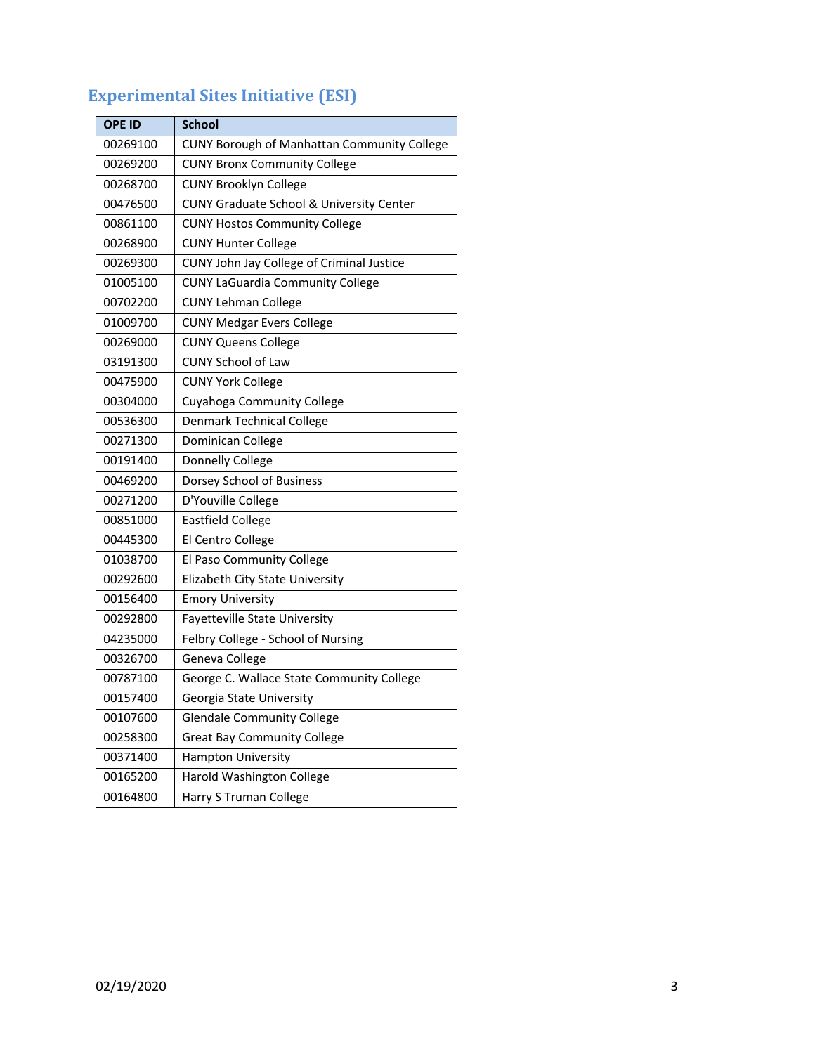## Experimental Sites Initiative (ESI)

| OPE ID | School |
|---|---|
| 00269100 | CUNY Borough of Manhattan Community College |
| 00269200 | CUNY Bronx Community College |
| 00268700 | CUNY Brooklyn College |
| 00476500 | CUNY Graduate School & University Center |
| 00861100 | CUNY Hostos Community College |
| 00268900 | CUNY Hunter College |
| 00269300 | CUNY John Jay College of Criminal Justice |
| 01005100 | CUNY LaGuardia Community College |
| 00702200 | CUNY Lehman College |
| 01009700 | CUNY Medgar Evers College |
| 00269000 | CUNY Queens College |
| 03191300 | CUNY School of Law |
| 00475900 | CUNY York College |
| 00304000 | Cuyahoga Community College |
| 00536300 | Denmark Technical College |
| 00271300 | Dominican College |
| 00191400 | Donnelly College |
| 00469200 | Dorsey School of Business |
| 00271200 | D'Youville College |
| 00851000 | Eastfield College |
| 00445300 | El Centro College |
| 01038700 | El Paso Community College |
| 00292600 | Elizabeth City State University |
| 00156400 | Emory University |
| 00292800 | Fayetteville State University |
| 04235000 | Felbry College - School of Nursing |
| 00326700 | Geneva College |
| 00787100 | George C. Wallace State Community College |
| 00157400 | Georgia State University |
| 00107600 | Glendale Community College |
| 00258300 | Great Bay Community College |
| 00371400 | Hampton University |
| 00165200 | Harold Washington College |
| 00164800 | Harry S Truman College |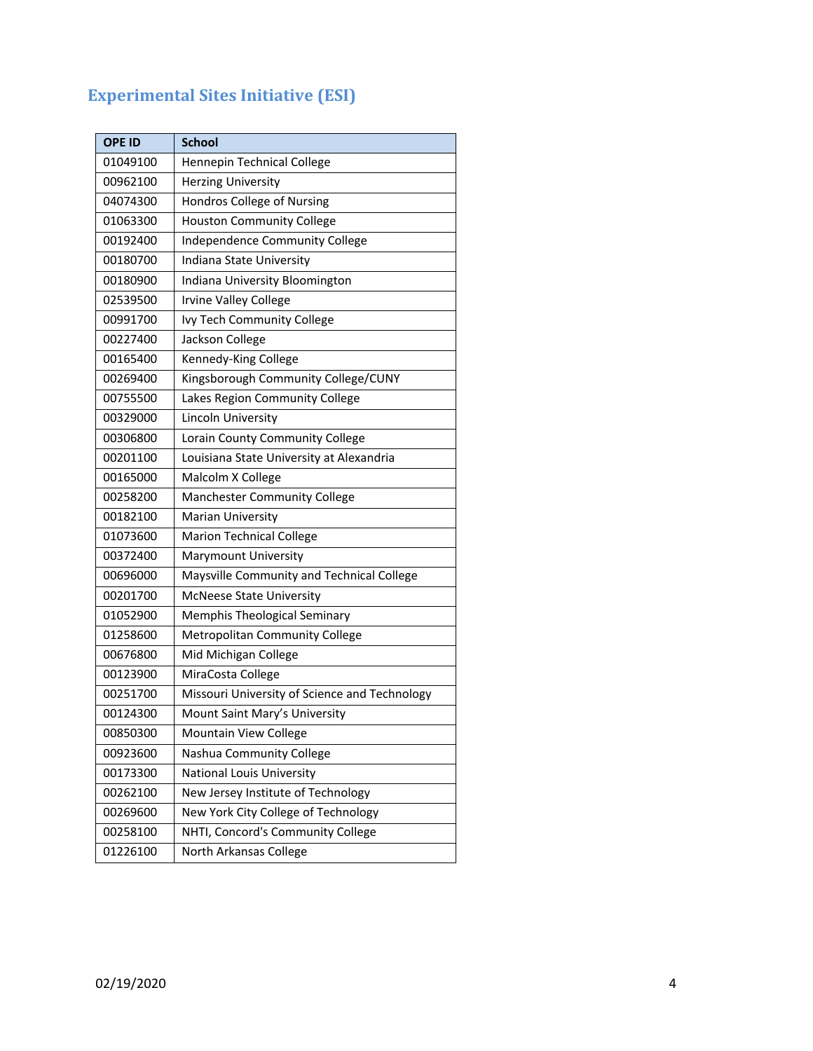## Experimental Sites Initiative (ESI)

| OPE ID | School |
|---|---|
| 01049100 | Hennepin Technical College |
| 00962100 | Herzing University |
| 04074300 | Hondros College of Nursing |
| 01063300 | Houston Community College |
| 00192400 | Independence Community College |
| 00180700 | Indiana State University |
| 00180900 | Indiana University Bloomington |
| 02539500 | Irvine Valley College |
| 00991700 | Ivy Tech Community College |
| 00227400 | Jackson College |
| 00165400 | Kennedy-King College |
| 00269400 | Kingsborough Community College/CUNY |
| 00755500 | Lakes Region Community College |
| 00329000 | Lincoln University |
| 00306800 | Lorain County Community College |
| 00201100 | Louisiana State University at Alexandria |
| 00165000 | Malcolm X College |
| 00258200 | Manchester Community College |
| 00182100 | Marian University |
| 01073600 | Marion Technical College |
| 00372400 | Marymount University |
| 00696000 | Maysville Community and Technical College |
| 00201700 | McNeese State University |
| 01052900 | Memphis Theological Seminary |
| 01258600 | Metropolitan Community College |
| 00676800 | Mid Michigan College |
| 00123900 | MiraCosta College |
| 00251700 | Missouri University of Science and Technology |
| 00124300 | Mount Saint Mary's University |
| 00850300 | Mountain View College |
| 00923600 | Nashua Community College |
| 00173300 | National Louis University |
| 00262100 | New Jersey Institute of Technology |
| 00269600 | New York City College of Technology |
| 00258100 | NHTI, Concord's Community College |
| 01226100 | North Arkansas College |

02/19/2020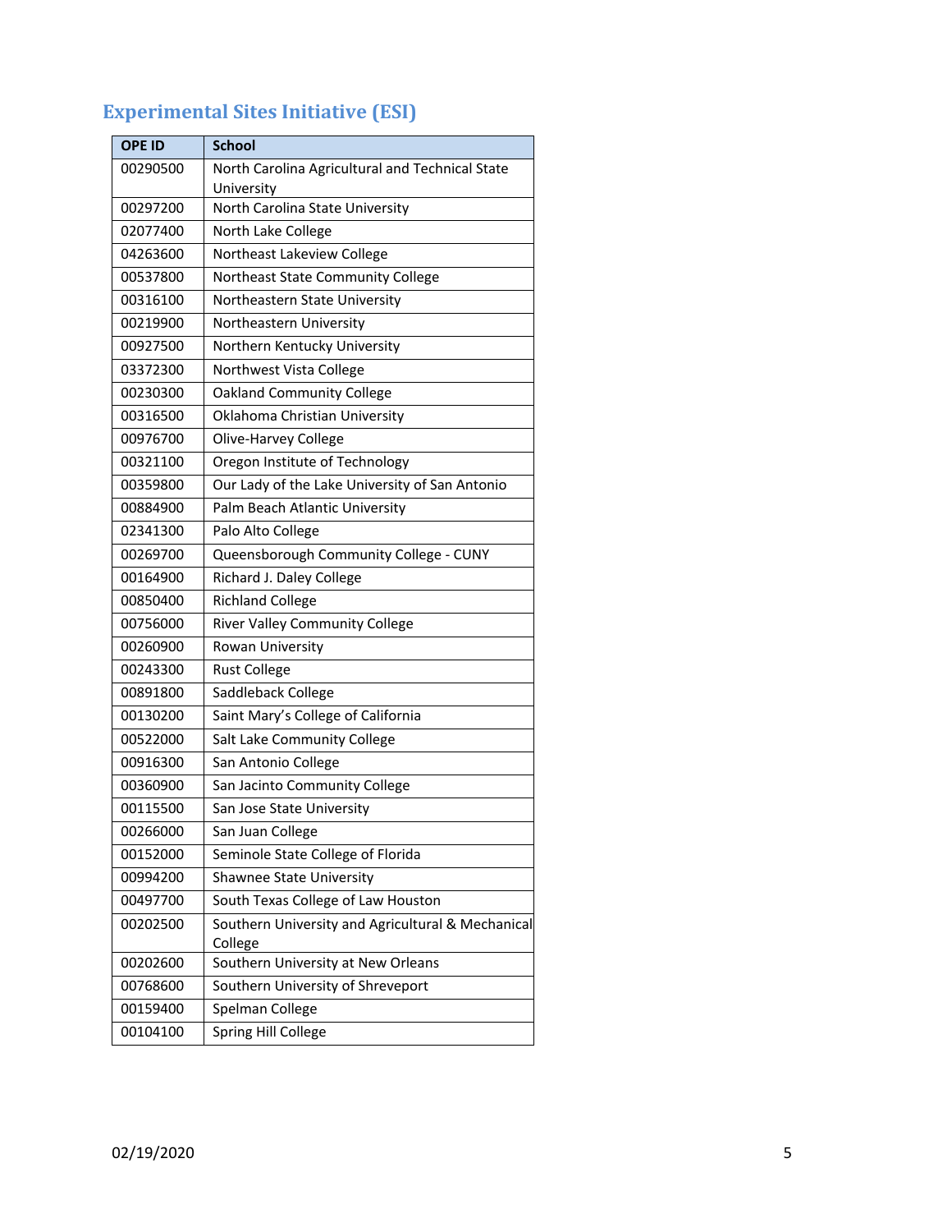## Experimental Sites Initiative (ESI)

| OPE ID | School |
|---|---|
| 00290500 | North Carolina Agricultural and Technical State University |
| 00297200 | North Carolina State University |
| 02077400 | North Lake College |
| 04263600 | Northeast Lakeview College |
| 00537800 | Northeast State Community College |
| 00316100 | Northeastern State University |
| 00219900 | Northeastern University |
| 00927500 | Northern Kentucky University |
| 03372300 | Northwest Vista College |
| 00230300 | Oakland Community College |
| 00316500 | Oklahoma Christian University |
| 00976700 | Olive-Harvey College |
| 00321100 | Oregon Institute of Technology |
| 00359800 | Our Lady of the Lake University of San Antonio |
| 00884900 | Palm Beach Atlantic University |
| 02341300 | Palo Alto College |
| 00269700 | Queensborough Community College - CUNY |
| 00164900 | Richard J. Daley College |
| 00850400 | Richland College |
| 00756000 | River Valley Community College |
| 00260900 | Rowan University |
| 00243300 | Rust College |
| 00891800 | Saddleback College |
| 00130200 | Saint Mary's College of California |
| 00522000 | Salt Lake Community College |
| 00916300 | San Antonio College |
| 00360900 | San Jacinto Community College |
| 00115500 | San Jose State University |
| 00266000 | San Juan College |
| 00152000 | Seminole State College of Florida |
| 00994200 | Shawnee State University |
| 00497700 | South Texas College of Law Houston |
| 00202500 | Southern University and Agricultural & Mechanical College |
| 00202600 | Southern University at New Orleans |
| 00768600 | Southern University of Shreveport |
| 00159400 | Spelman College |
| 00104100 | Spring Hill College |

02/19/2020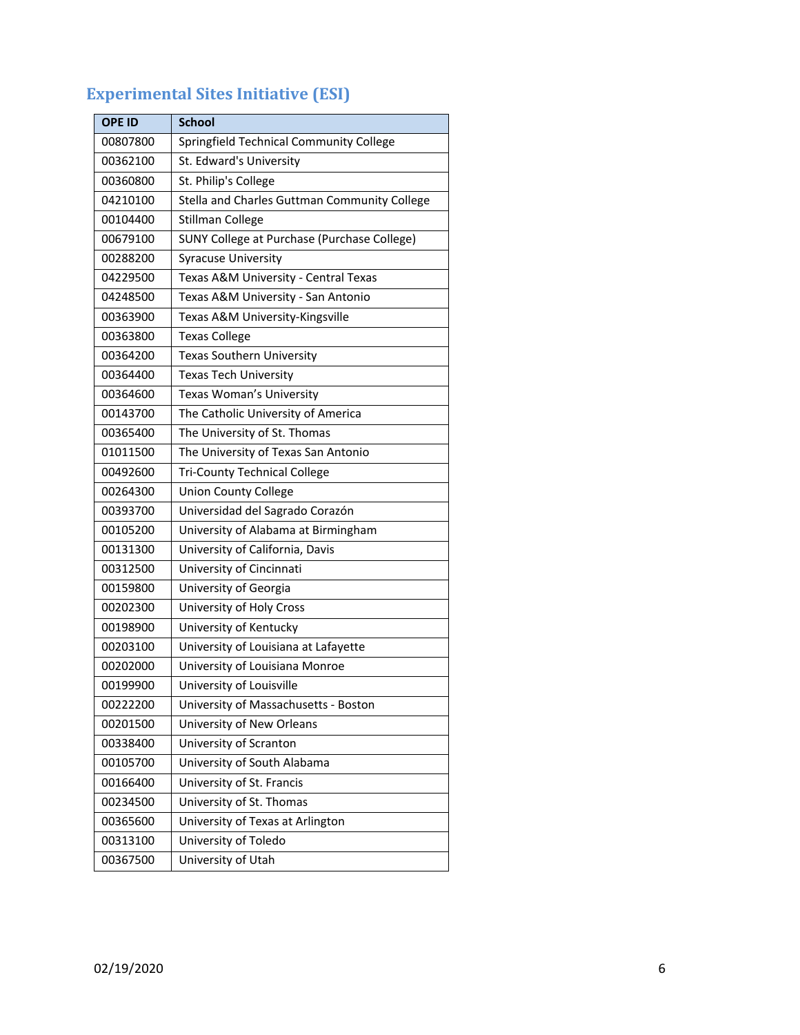## Experimental Sites Initiative (ESI)

| OPE ID | School |
|---|---|
| 00807800 | Springfield Technical Community College |
| 00362100 | St. Edward's University |
| 00360800 | St. Philip's College |
| 04210100 | Stella and Charles Guttman Community College |
| 00104400 | Stillman College |
| 00679100 | SUNY College at Purchase (Purchase College) |
| 00288200 | Syracuse University |
| 04229500 | Texas A&M University - Central Texas |
| 04248500 | Texas A&M University - San Antonio |
| 00363900 | Texas A&M University-Kingsville |
| 00363800 | Texas College |
| 00364200 | Texas Southern University |
| 00364400 | Texas Tech University |
| 00364600 | Texas Woman's University |
| 00143700 | The Catholic University of America |
| 00365400 | The University of St. Thomas |
| 01011500 | The University of Texas San Antonio |
| 00492600 | Tri-County Technical College |
| 00264300 | Union County College |
| 00393700 | Universidad del Sagrado Corazón |
| 00105200 | University of Alabama at Birmingham |
| 00131300 | University of California, Davis |
| 00312500 | University of Cincinnati |
| 00159800 | University of Georgia |
| 00202300 | University of Holy Cross |
| 00198900 | University of Kentucky |
| 00203100 | University of Louisiana at Lafayette |
| 00202000 | University of Louisiana Monroe |
| 00199900 | University of Louisville |
| 00222200 | University of Massachusetts - Boston |
| 00201500 | University of New Orleans |
| 00338400 | University of Scranton |
| 00105700 | University of South Alabama |
| 00166400 | University of St. Francis |
| 00234500 | University of St. Thomas |
| 00365600 | University of Texas at Arlington |
| 00313100 | University of Toledo |
| 00367500 | University of Utah |

02/19/2020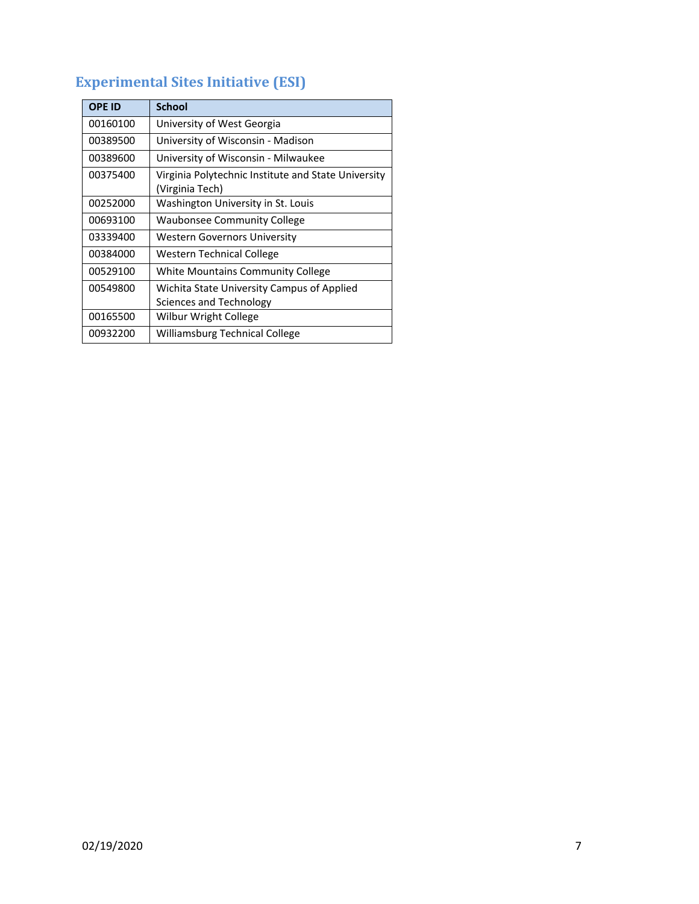## Experimental Sites Initiative (ESI)

| OPE ID | School |
|---|---|
| 00160100 | University of West Georgia |
| 00389500 | University of Wisconsin - Madison |
| 00389600 | University of Wisconsin - Milwaukee |
| 00375400 | Virginia Polytechnic Institute and State University (Virginia Tech) |
| 00252000 | Washington University in St. Louis |
| 00693100 | Waubonsee Community College |
| 03339400 | Western Governors University |
| 00384000 | Western Technical College |
| 00529100 | White Mountains Community College |
| 00549800 | Wichita State University Campus of Applied Sciences and Technology |
| 00165500 | Wilbur Wright College |
| 00932200 | Williamsburg Technical College |